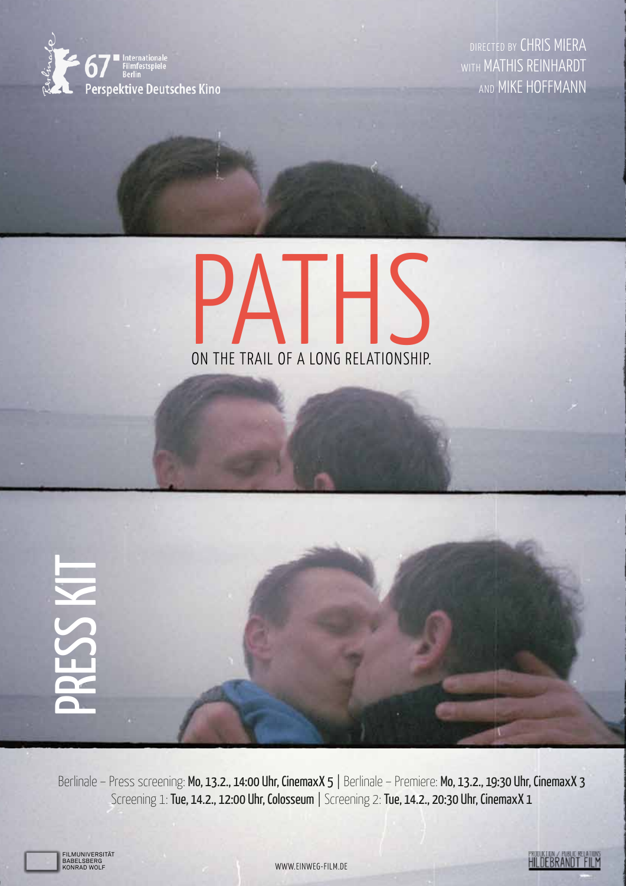67 Internationale Filmfestspiele Berlin
Perspektive Deutsches Kino

DIRECTED BY CHRIS MIERA
WITH MATHIS REINHARDT
AND MIKE HOFFMANN

# PATHS

ON THE TRAIL OF A LONG RELATIONSHIP.

## PRESS KIT

Berlinale – Press screening: **Mo, 13.2., 14:00 Uhr, CinemaxX 5** | Berlinale – Premiere: **Mo, 13.2., 19:30 Uhr, CinemaxX 3**
Screening 1: **Tue, 14.2., 12:00 Uhr, Colosseum** | Screening 2: **Tue, 14.2., 20:30 Uhr, CinemaxX 1**

FILMUNIVERSITÄT BABELSBERG KONRAD WOLF

WWW.EINWEG-FILM.DE

PRODUKTION / PUBLIC RELATIONS HILDEBRANDT FILM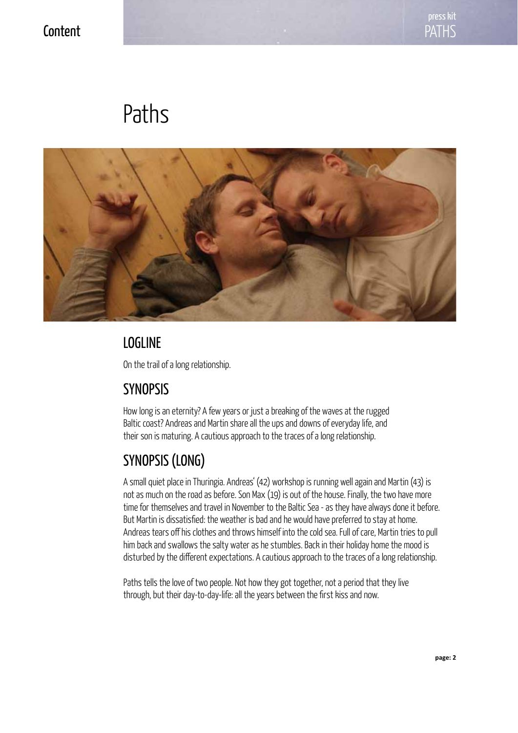# Paths

## LOGLINE

On the trail of a long relationship.

## SYNOPSIS

How long is an eternity? A few years or just a breaking of the waves at the rugged Baltic coast? Andreas and Martin share all the ups and downs of everyday life, and their son is maturing. A cautious approach to the traces of a long relationship.

## SYNOPSIS (LONG)

A small quiet place in Thuringia. Andreas' (42) workshop is running well again and Martin (43) is not as much on the road as before. Son Max (19) is out of the house. Finally, the two have more time for themselves and travel in November to the Baltic Sea - as they have always done it before. But Martin is dissatisfied: the weather is bad and he would have preferred to stay at home. Andreas tears off his clothes and throws himself into the cold sea. Full of care, Martin tries to pull him back and swallows the salty water as he stumbles. Back in their holiday home the mood is disturbed by the different expectations. A cautious approach to the traces of a long relationship.

Paths tells the love of two people. Not how they got together, not a period that they live through, but their day-to-day-life: all the years between the first kiss and now.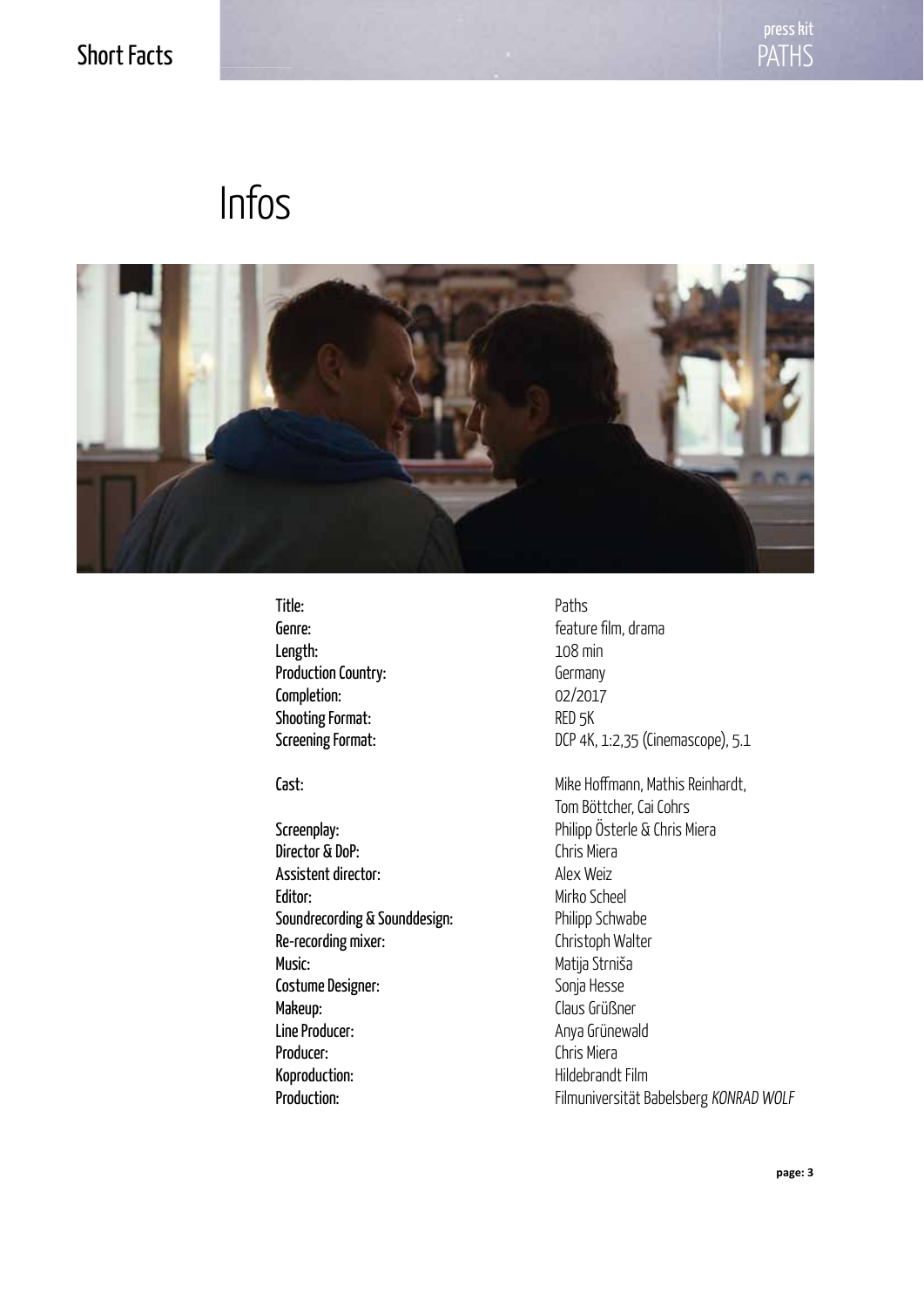# Infos

| | |
|---|---|
| Title: | Paths |
| Genre: | feature film, drama |
| Length: | 108 min |
| Production Country: | Germany |
| Completion: | 02/2017 |
| Shooting Format: | RED 5K |
| Screening Format: | DCP 4K, 1:2,35 (Cinemascope), 5.1 |
| Cast: | Mike Hoffmann, Mathis Reinhardt, Tom Böttcher, Cai Cohrs |
| Screenplay: | Philipp Österle & Chris Miera |
| Director & DoP: | Chris Miera |
| Assistent director: | Alex Weiz |
| Editor: | Mirko Scheel |
| Soundrecording & Sounddesign: | Philipp Schwabe |
| Re-recording mixer: | Christoph Walter |
| Music: | Matija Strniša |
| Costume Designer: | Sonja Hesse |
| Makeup: | Claus Grüßner |
| Line Producer: | Anya Grünewald |
| Producer: | Chris Miera |
| Koproduction: | Hildebrandt Film |
| Production: | Filmuniversität Babelsberg *KONRAD WOLF* |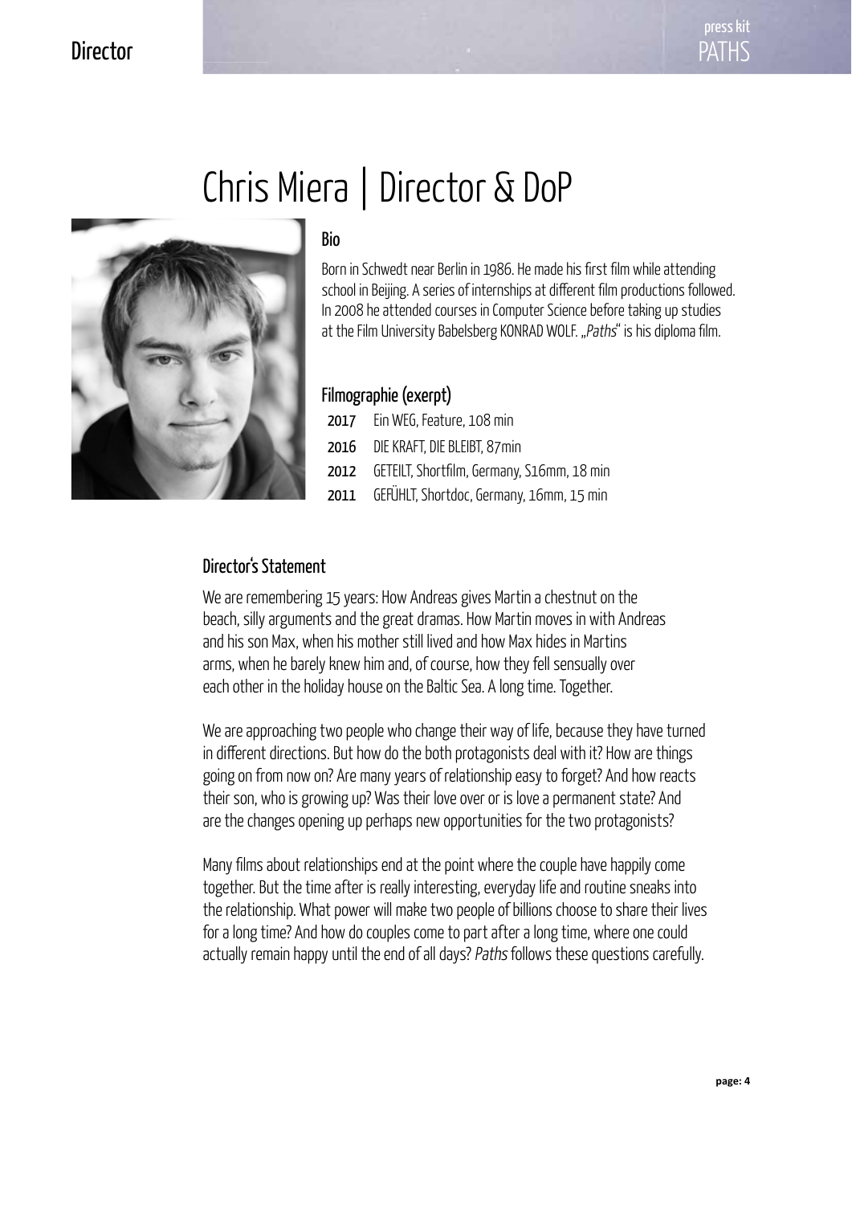# Chris Miera | Director & DoP

## Bio

Born in Schwedt near Berlin in 1986. He made his first film while attending school in Beijing. A series of internships at different film productions followed. In 2008 he attended courses in Computer Science before taking up studies at the Film University Babelsberg KONRAD WOLF. „*Paths*" is his diploma film.

## Filmographie (exerpt)

**2017** Ein WEG, Feature, 108 min
**2016** DIE KRAFT, DIE BLEIBT, 87min
**2012** GETEILT, Shortfilm, Germany, S16mm, 18 min
**2011** GEFÜHLT, Shortdoc, Germany, 16mm, 15 min

## Director's Statement

We are remembering 15 years: How Andreas gives Martin a chestnut on the beach, silly arguments and the great dramas. How Martin moves in with Andreas and his son Max, when his mother still lived and how Max hides in Martins arms, when he barely knew him and, of course, how they fell sensually over each other in the holiday house on the Baltic Sea. A long time. Together.

We are approaching two people who change their way of life, because they have turned in different directions. But how do the both protagonists deal with it? How are things going on from now on? Are many years of relationship easy to forget? And how reacts their son, who is growing up? Was their love over or is love a permanent state? And are the changes opening up perhaps new opportunities for the two protagonists?

Many films about relationships end at the point where the couple have happily come together. But the time after is really interesting, everyday life and routine sneaks into the relationship. What power will make two people of billions choose to share their lives for a long time? And how do couples come to part after a long time, where one could actually remain happy until the end of all days? *Paths* follows these questions carefully.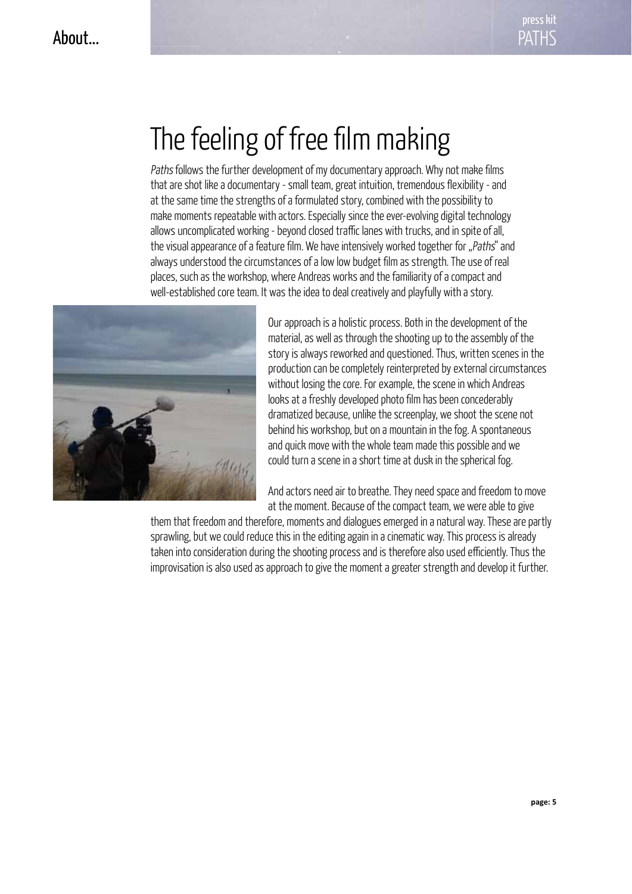# The feeling of free film making

*Paths* follows the further development of my documentary approach. Why not make films that are shot like a documentary - small team, great intuition, tremendous flexibility - and at the same time the strengths of a formulated story, combined with the possibility to make moments repeatable with actors. Especially since the ever-evolving digital technology allows uncomplicated working - beyond closed traffic lanes with trucks, and in spite of all, the visual appearance of a feature film. We have intensively worked together for „*Paths*" and always understood the circumstances of a low low budget film as strength. The use of real places, such as the workshop, where Andreas works and the familiarity of a compact and well-established core team. It was the idea to deal creatively and playfully with a story.

Our approach is a holistic process. Both in the development of the material, as well as through the shooting up to the assembly of the story is always reworked and questioned. Thus, written scenes in the production can be completely reinterpreted by external circumstances without losing the core. For example, the scene in which Andreas looks at a freshly developed photo film has been concederably dramatized because, unlike the screenplay, we shoot the scene not behind his workshop, but on a mountain in the fog. A spontaneous and quick move with the whole team made this possible and we could turn a scene in a short time at dusk in the spherical fog.

And actors need air to breathe. They need space and freedom to move at the moment. Because of the compact team, we were able to give them that freedom and therefore, moments and dialogues emerged in a natural way. These are partly sprawling, but we could reduce this in the editing again in a cinematic way. This process is already taken into consideration during the shooting process and is therefore also used efficiently. Thus the improvisation is also used as approach to give the moment a greater strength and develop it further.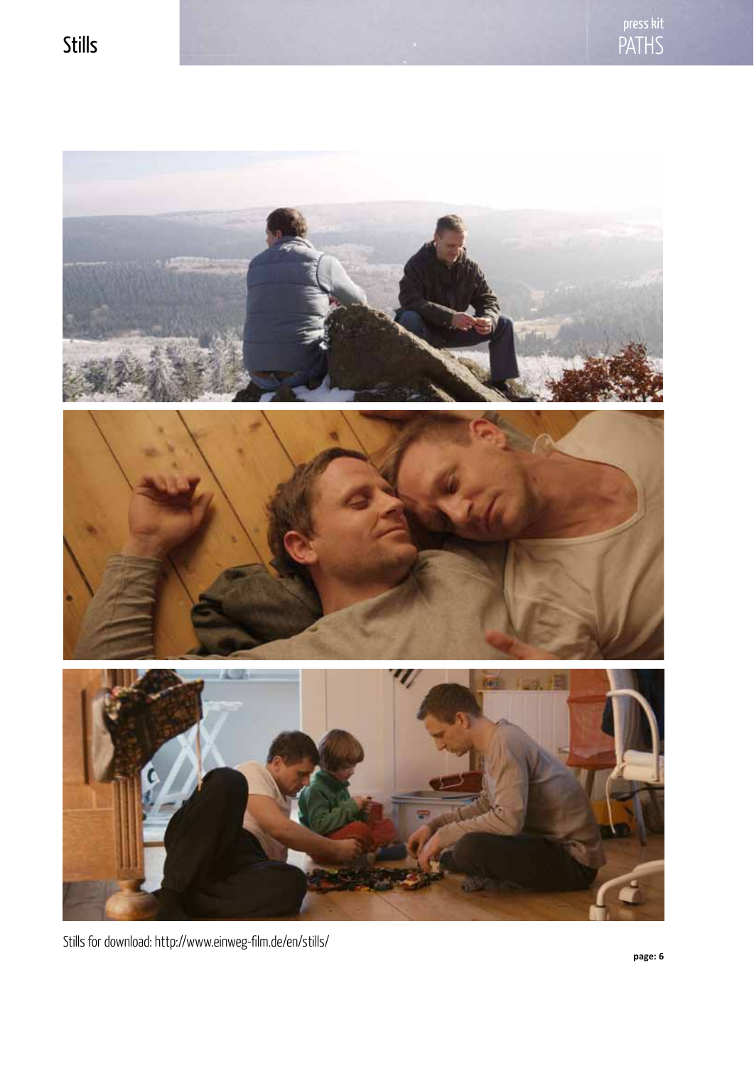# Stills

Stills for download: http://www.einweg-film.de/en/stills/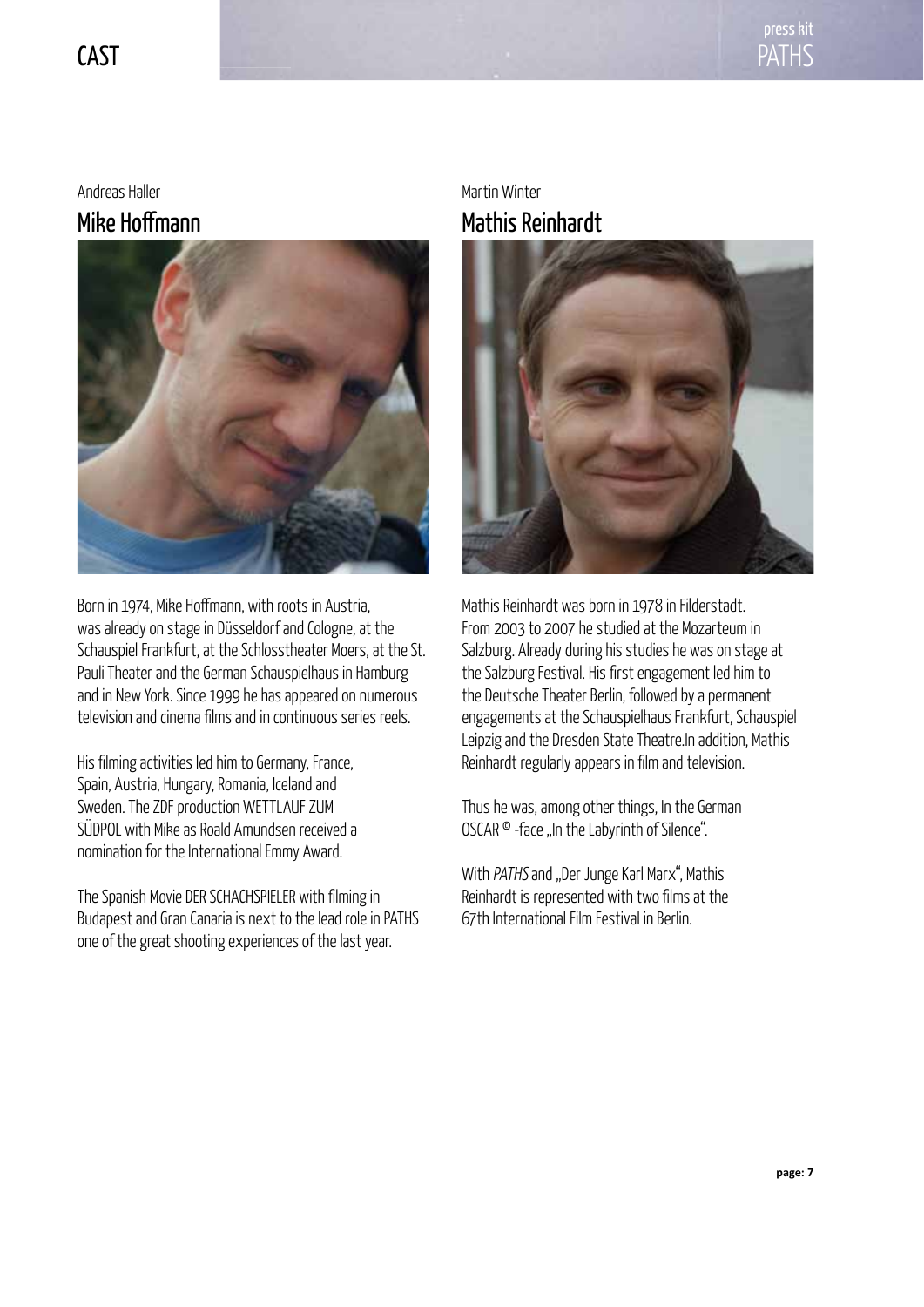# CAST

Andreas Haller

## Mike Hoffmann

Born in 1974, Mike Hoffmann, with roots in Austria, was already on stage in Düsseldorf and Cologne, at the Schauspiel Frankfurt, at the Schlosstheater Moers, at the St. Pauli Theater and the German Schauspielhaus in Hamburg and in New York. Since 1999 he has appeared on numerous television and cinema films and in continuous series reels.

His filming activities led him to Germany, France, Spain, Austria, Hungary, Romania, Iceland and Sweden. The ZDF production WETTLAUF ZUM SÜDPOL with Mike as Roald Amundsen received a nomination for the International Emmy Award.

The Spanish Movie DER SCHACHSPIELER with filming in Budapest and Gran Canaria is next to the lead role in PATHS one of the great shooting experiences of the last year.

Martin Winter

## Mathis Reinhardt

Mathis Reinhardt was born in 1978 in Filderstadt. From 2003 to 2007 he studied at the Mozarteum in Salzburg. Already during his studies he was on stage at the Salzburg Festival. His first engagement led him to the Deutsche Theater Berlin, followed by a permanent engagements at the Schauspielhaus Frankfurt, Schauspiel Leipzig and the Dresden State Theatre.In addition, Mathis Reinhardt regularly appears in film and television.

Thus he was, among other things, In the German OSCAR © -face „In the Labyrinth of Silence".

With *PATHS* and „Der Junge Karl Marx", Mathis Reinhardt is represented with two films at the 67th International Film Festival in Berlin.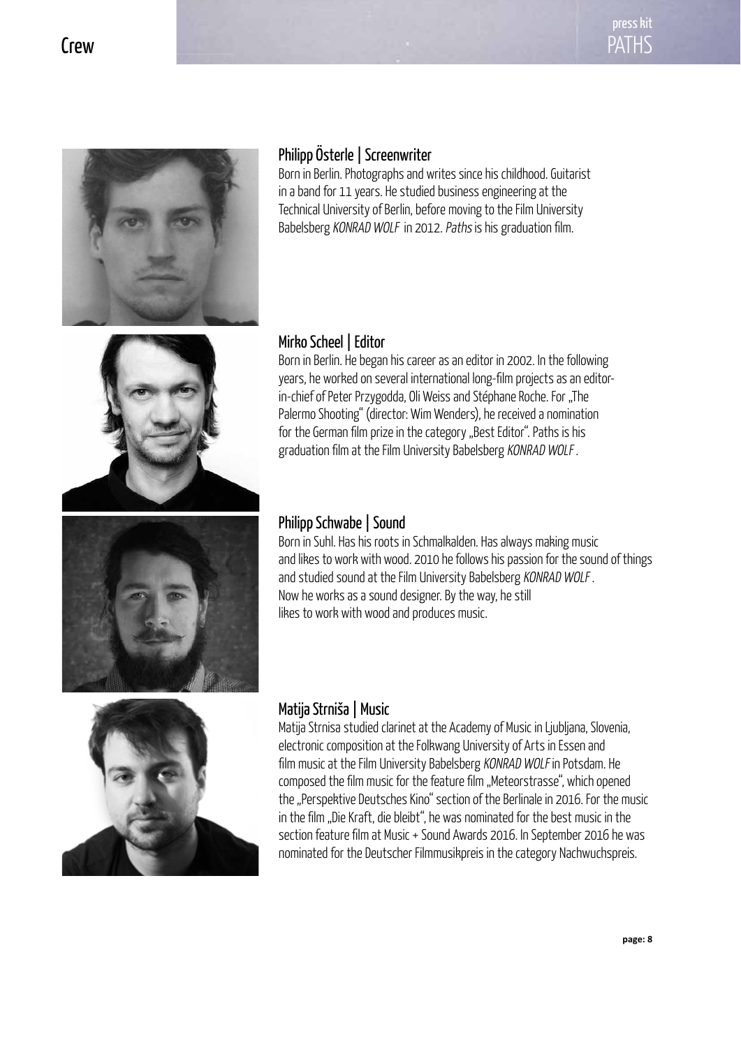# Crew

## Philipp Österle | Screenwriter

Born in Berlin. Photographs and writes since his childhood. Guitarist in a band for 11 years. He studied business engineering at the Technical University of Berlin, before moving to the Film University Babelsberg *KONRAD WOLF* in 2012. *Paths* is his graduation film.

## Mirko Scheel | Editor

Born in Berlin. He began his career as an editor in 2002. In the following years, he worked on several international long-film projects as an editor-in-chief of Peter Przygodda, Oli Weiss and Stéphane Roche. For „The Palermo Shooting" (director: Wim Wenders), he received a nomination for the German film prize in the category „Best Editor". Paths is his graduation film at the Film University Babelsberg *KONRAD WOLF* .

## Philipp Schwabe | Sound

Born in Suhl. Has his roots in Schmalkalden. Has always making music and likes to work with wood. 2010 he follows his passion for the sound of things and studied sound at the Film University Babelsberg *KONRAD WOLF* . Now he works as a sound designer. By the way, he still likes to work with wood and produces music.

## Matija Strniša | Music

Matija Strnisa studied clarinet at the Academy of Music in Ljubljana, Slovenia, electronic composition at the Folkwang University of Arts in Essen and film music at the Film University Babelsberg *KONRAD WOLF* in Potsdam. He composed the film music for the feature film „Meteorstrasse", which opened the „Perspektive Deutsches Kino" section of the Berlinale in 2016. For the music in the film „Die Kraft, die bleibt", he was nominated for the best music in the section feature film at Music + Sound Awards 2016. In September 2016 he was nominated for the Deutscher Filmmusikpreis in the category Nachwuchspreis.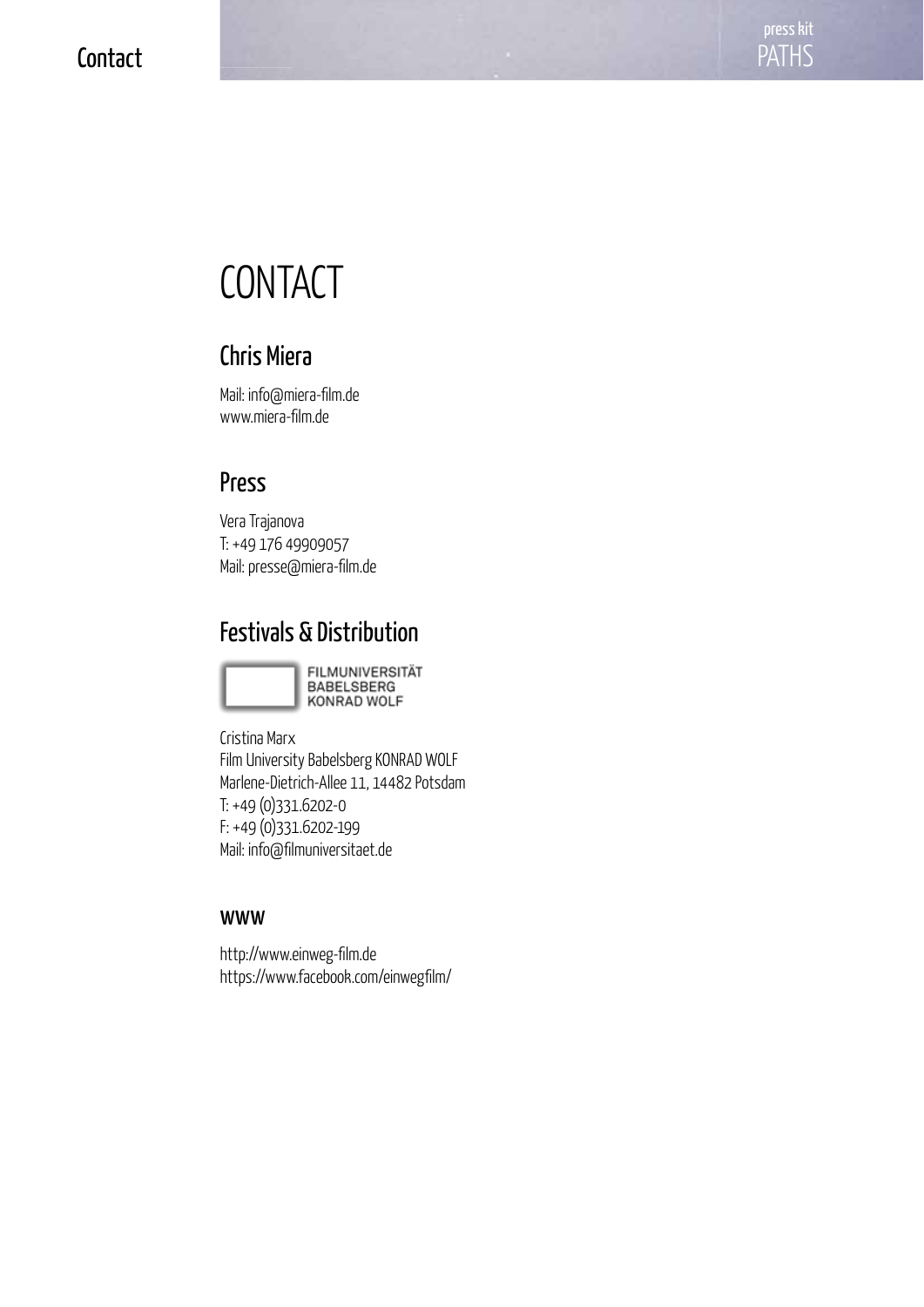# CONTACT

## Chris Miera

Mail: info@miera-film.de
www.miera-film.de

## Press

Vera Trajanova
T: +49 176 49909057
Mail: presse@miera-film.de

## Festivals & Distribution

FILMUNIVERSITÄT
BABELSBERG
KONRAD WOLF

Cristina Marx
Film University Babelsberg KONRAD WOLF
Marlene-Dietrich-Allee 11, 14482 Potsdam
T: +49 (0)331.6202-0
F: +49 (0)331.6202-199
Mail: info@filmuniversitaet.de

### WWW

http://www.einweg-film.de
https://www.facebook.com/einwegfilm/